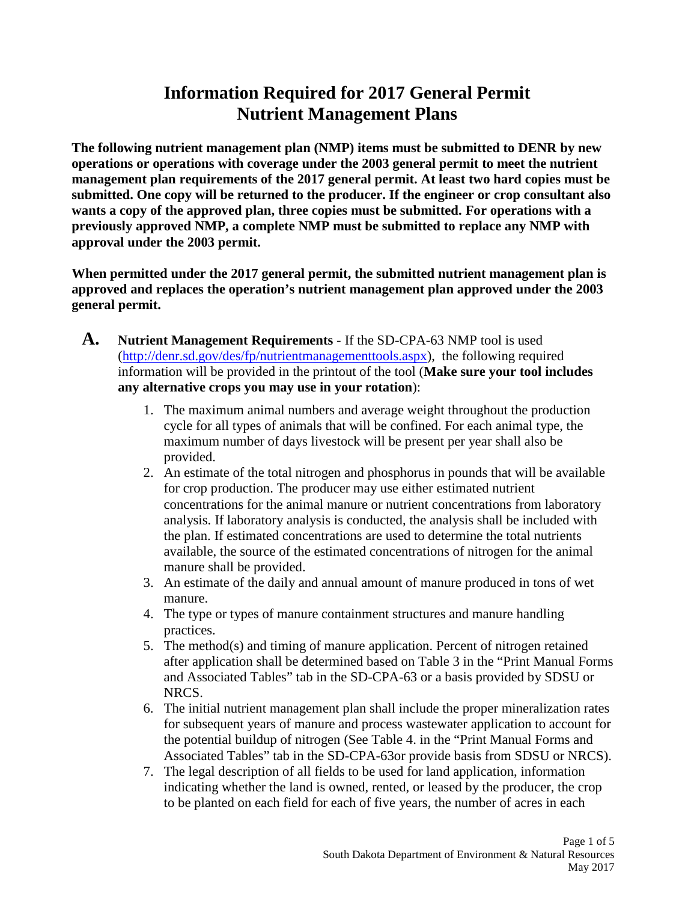# Information Required for 2017 General Permit Nutrient Management Plans

**The following nutrient management plan (NMP) items must be submitted to DENR by new operations or operations with coverage under the 2003 general permit to meet the nutrient management plan requirements of the 2017 general permit. At least two hard copies must be submitted. One copy will be returned to the producer. If the engineer or crop consultant also wants a copy of the approved plan, three copies must be submitted. For operations with a previously approved NMP, a complete NMP must be submitted to replace any NMP with approval under the 2003 permit.**

**When permitted under the 2017 general permit, the submitted nutrient management plan is approved and replaces the operation's nutrient management plan approved under the 2003 general permit.**

**A. Nutrient Management Requirements** - If the SD-CPA-63 NMP tool is used (http://denr.sd.gov/des/fp/nutrientmanagementtools.aspx), the following required information will be provided in the printout of the tool (**Make sure your tool includes any alternative crops you may use in your rotation**):

1. The maximum animal numbers and average weight throughout the production cycle for all types of animals that will be confined. For each animal type, the maximum number of days livestock will be present per year shall also be provided.
2. An estimate of the total nitrogen and phosphorus in pounds that will be available for crop production. The producer may use either estimated nutrient concentrations for the animal manure or nutrient concentrations from laboratory analysis. If laboratory analysis is conducted, the analysis shall be included with the plan. If estimated concentrations are used to determine the total nutrients available, the source of the estimated concentrations of nitrogen for the animal manure shall be provided.
3. An estimate of the daily and annual amount of manure produced in tons of wet manure.
4. The type or types of manure containment structures and manure handling practices.
5. The method(s) and timing of manure application. Percent of nitrogen retained after application shall be determined based on Table 3 in the "Print Manual Forms and Associated Tables" tab in the SD-CPA-63 or a basis provided by SDSU or NRCS.
6. The initial nutrient management plan shall include the proper mineralization rates for subsequent years of manure and process wastewater application to account for the potential buildup of nitrogen (See Table 4. in the "Print Manual Forms and Associated Tables" tab in the SD-CPA-63or provide basis from SDSU or NRCS).
7. The legal description of all fields to be used for land application, information indicating whether the land is owned, rented, or leased by the producer, the crop to be planted on each field for each of five years, the number of acres in each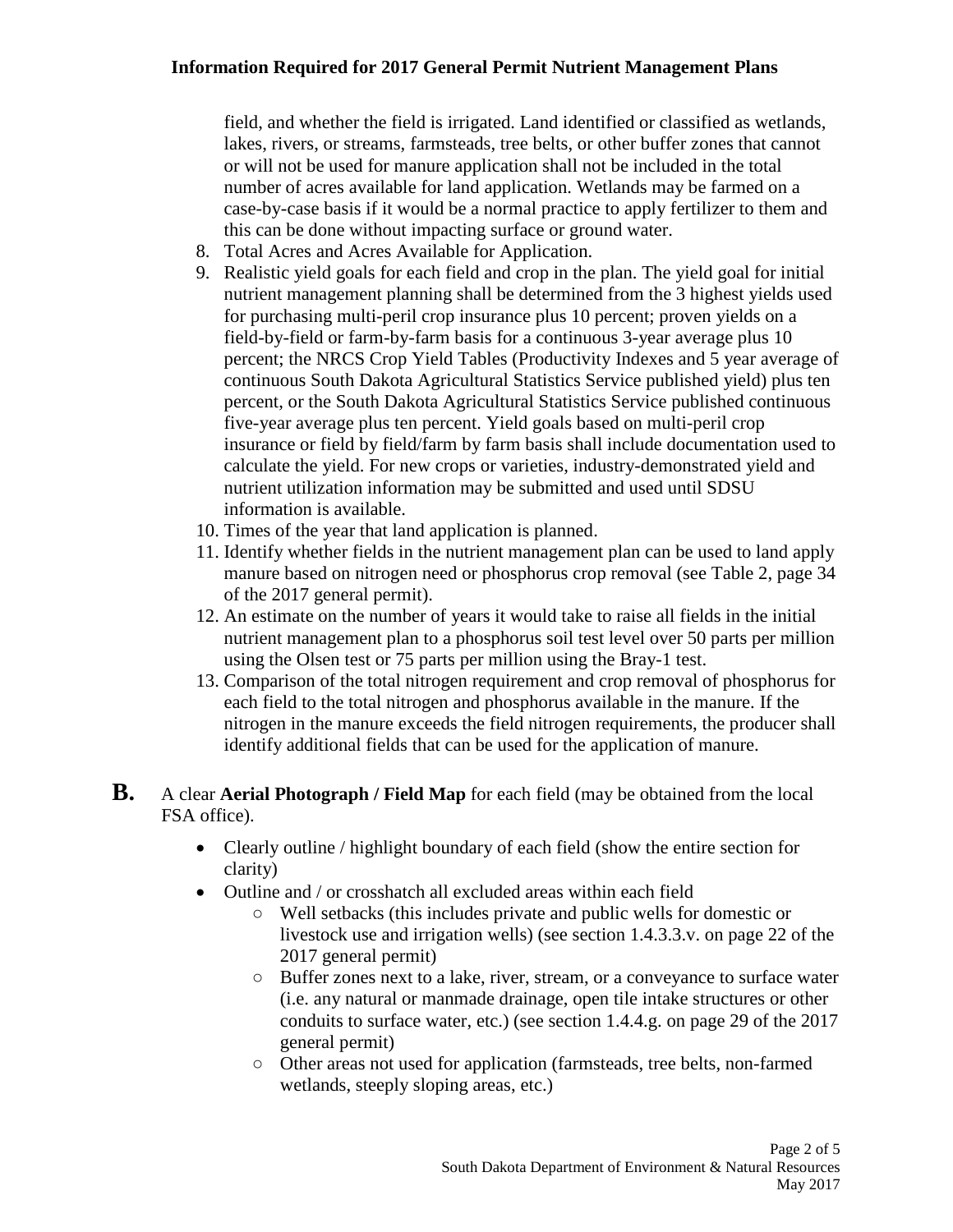field, and whether the field is irrigated. Land identified or classified as wetlands, lakes, rivers, or streams, farmsteads, tree belts, or other buffer zones that cannot or will not be used for manure application shall not be included in the total number of acres available for land application. Wetlands may be farmed on a case-by-case basis if it would be a normal practice to apply fertilizer to them and this can be done without impacting surface or ground water.

8. Total Acres and Acres Available for Application.
9. Realistic yield goals for each field and crop in the plan. The yield goal for initial nutrient management planning shall be determined from the 3 highest yields used for purchasing multi-peril crop insurance plus 10 percent; proven yields on a field-by-field or farm-by-farm basis for a continuous 3-year average plus 10 percent; the NRCS Crop Yield Tables (Productivity Indexes and 5 year average of continuous South Dakota Agricultural Statistics Service published yield) plus ten percent, or the South Dakota Agricultural Statistics Service published continuous five-year average plus ten percent. Yield goals based on multi-peril crop insurance or field by field/farm by farm basis shall include documentation used to calculate the yield. For new crops or varieties, industry-demonstrated yield and nutrient utilization information may be submitted and used until SDSU information is available.
10. Times of the year that land application is planned.
11. Identify whether fields in the nutrient management plan can be used to land apply manure based on nitrogen need or phosphorus crop removal (see Table 2, page 34 of the 2017 general permit).
12. An estimate on the number of years it would take to raise all fields in the initial nutrient management plan to a phosphorus soil test level over 50 parts per million using the Olsen test or 75 parts per million using the Bray-1 test.
13. Comparison of the total nitrogen requirement and crop removal of phosphorus for each field to the total nitrogen and phosphorus available in the manure. If the nitrogen in the manure exceeds the field nitrogen requirements, the producer shall identify additional fields that can be used for the application of manure.

**B.** A clear **Aerial Photograph / Field Map** for each field (may be obtained from the local FSA office).

- Clearly outline / highlight boundary of each field (show the entire section for clarity)
- Outline and / or crosshatch all excluded areas within each field
  - Well setbacks (this includes private and public wells for domestic or livestock use and irrigation wells) (see section 1.4.3.3.v. on page 22 of the 2017 general permit)
  - Buffer zones next to a lake, river, stream, or a conveyance to surface water (i.e. any natural or manmade drainage, open tile intake structures or other conduits to surface water, etc.) (see section 1.4.4.g. on page 29 of the 2017 general permit)
  - Other areas not used for application (farmsteads, tree belts, non-farmed wetlands, steeply sloping areas, etc.)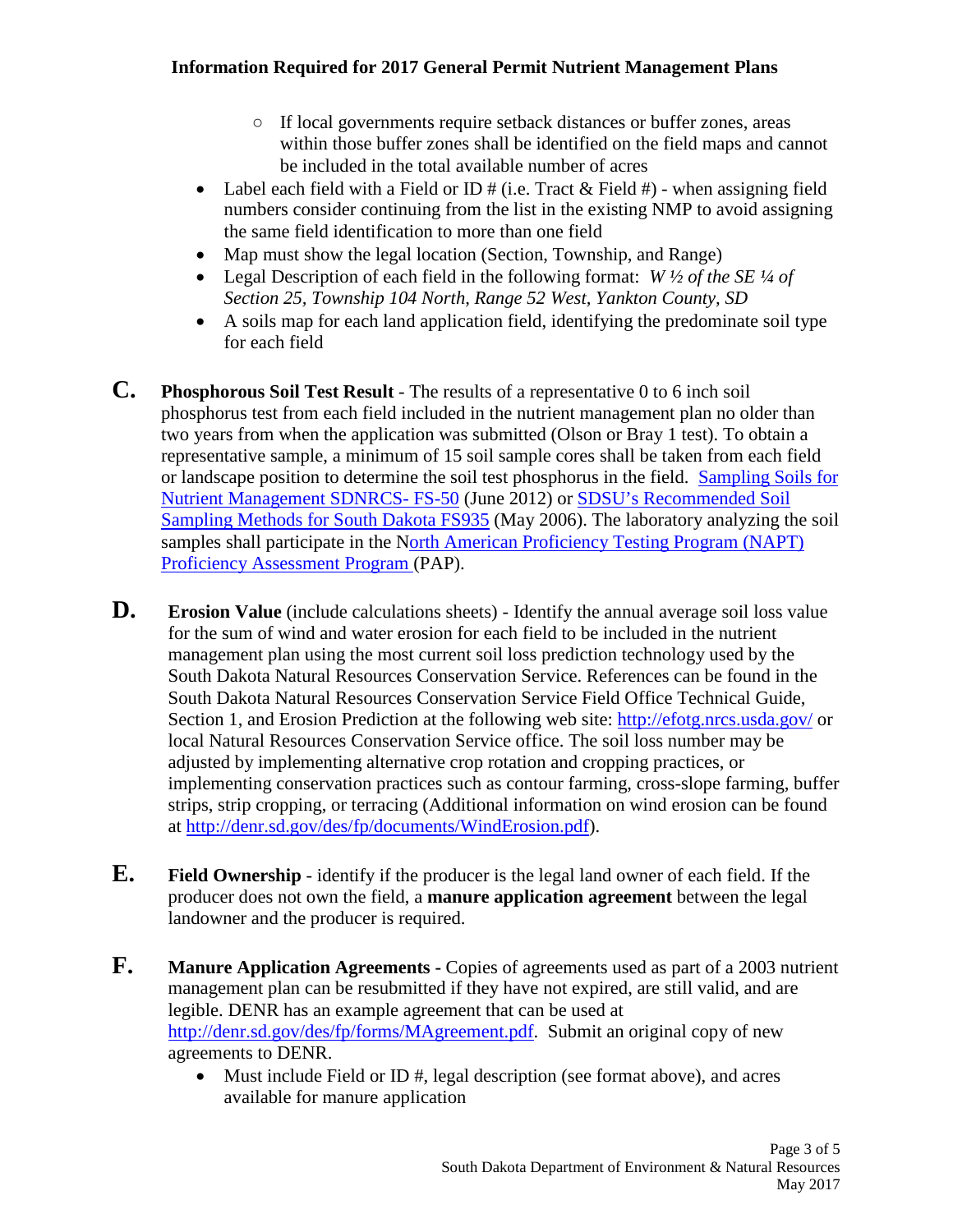- If local governments require setback distances or buffer zones, areas within those buffer zones shall be identified on the field maps and cannot be included in the total available number of acres
- Label each field with a Field or ID # (i.e. Tract & Field #) - when assigning field numbers consider continuing from the list in the existing NMP to avoid assigning the same field identification to more than one field
- Map must show the legal location (Section, Township, and Range)
- Legal Description of each field in the following format: *W ½ of the SE ¼ of Section 25, Township 104 North, Range 52 West, Yankton County, SD*
- A soils map for each land application field, identifying the predominate soil type for each field

**C. Phosphorous Soil Test Result** - The results of a representative 0 to 6 inch soil phosphorus test from each field included in the nutrient management plan no older than two years from when the application was submitted (Olson or Bray 1 test). To obtain a representative sample, a minimum of 15 soil sample cores shall be taken from each field or landscape position to determine the soil test phosphorus in the field. Sampling Soils for Nutrient Management SDNRCS- FS-50 (June 2012) or SDSU's Recommended Soil Sampling Methods for South Dakota FS935 (May 2006). The laboratory analyzing the soil samples shall participate in the North American Proficiency Testing Program (NAPT) Proficiency Assessment Program (PAP).

**D. Erosion Value** (include calculations sheets) - Identify the annual average soil loss value for the sum of wind and water erosion for each field to be included in the nutrient management plan using the most current soil loss prediction technology used by the South Dakota Natural Resources Conservation Service. References can be found in the South Dakota Natural Resources Conservation Service Field Office Technical Guide, Section 1, and Erosion Prediction at the following web site: http://efotg.nrcs.usda.gov/ or local Natural Resources Conservation Service office. The soil loss number may be adjusted by implementing alternative crop rotation and cropping practices, or implementing conservation practices such as contour farming, cross-slope farming, buffer strips, strip cropping, or terracing (Additional information on wind erosion can be found at http://denr.sd.gov/des/fp/documents/WindErosion.pdf).

**E. Field Ownership** - identify if the producer is the legal land owner of each field. If the producer does not own the field, a **manure application agreement** between the legal landowner and the producer is required.

**F. Manure Application Agreements -** Copies of agreements used as part of a 2003 nutrient management plan can be resubmitted if they have not expired, are still valid, and are legible. DENR has an example agreement that can be used at http://denr.sd.gov/des/fp/forms/MAgreement.pdf. Submit an original copy of new agreements to DENR.

- Must include Field or ID #, legal description (see format above), and acres available for manure application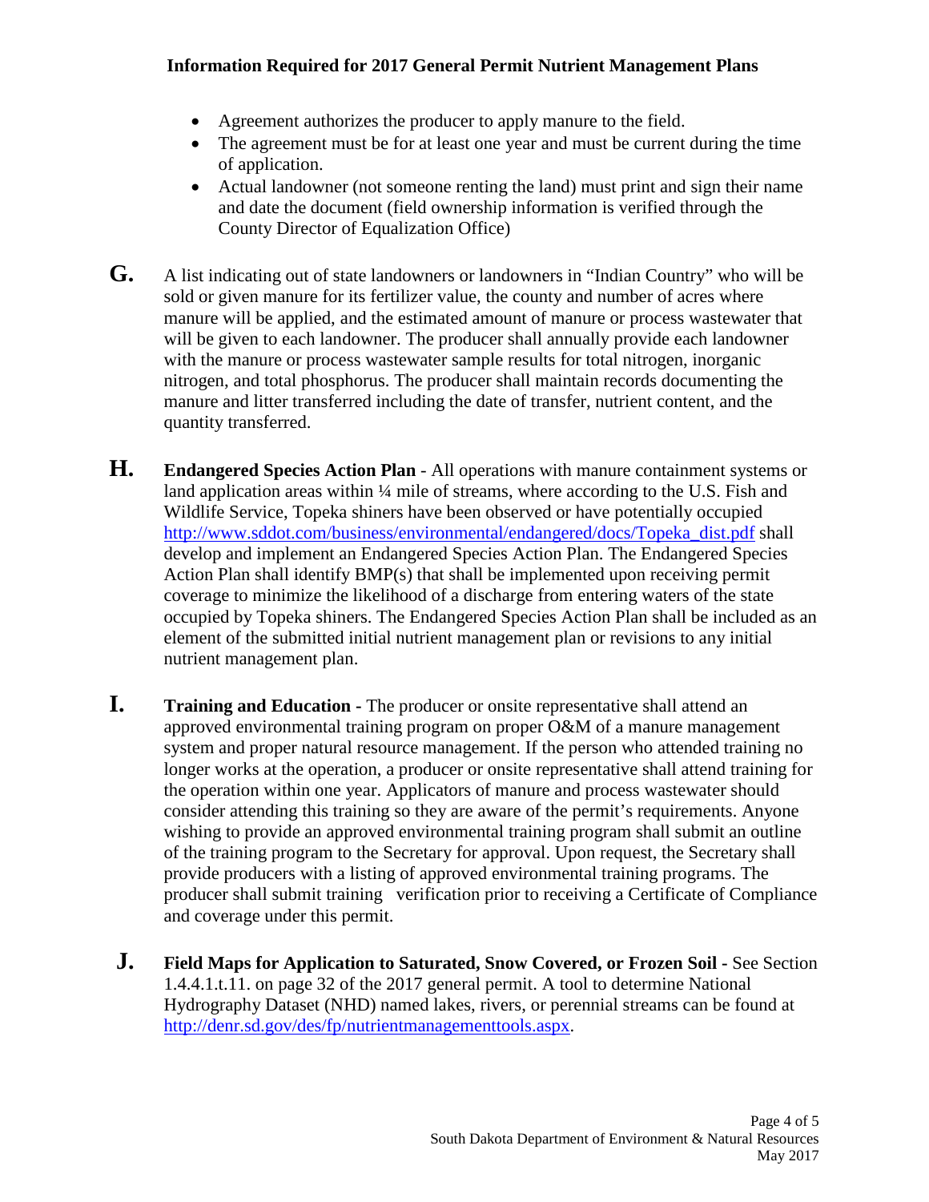- Agreement authorizes the producer to apply manure to the field.
- The agreement must be for at least one year and must be current during the time of application.
- Actual landowner (not someone renting the land) must print and sign their name and date the document (field ownership information is verified through the County Director of Equalization Office)

**G.** A list indicating out of state landowners or landowners in "Indian Country" who will be sold or given manure for its fertilizer value, the county and number of acres where manure will be applied, and the estimated amount of manure or process wastewater that will be given to each landowner. The producer shall annually provide each landowner with the manure or process wastewater sample results for total nitrogen, inorganic nitrogen, and total phosphorus. The producer shall maintain records documenting the manure and litter transferred including the date of transfer, nutrient content, and the quantity transferred.

**H.** **Endangered Species Action Plan** - All operations with manure containment systems or land application areas within ¼ mile of streams, where according to the U.S. Fish and Wildlife Service, Topeka shiners have been observed or have potentially occupied http://www.sddot.com/business/environmental/endangered/docs/Topeka_dist.pdf shall develop and implement an Endangered Species Action Plan. The Endangered Species Action Plan shall identify BMP(s) that shall be implemented upon receiving permit coverage to minimize the likelihood of a discharge from entering waters of the state occupied by Topeka shiners. The Endangered Species Action Plan shall be included as an element of the submitted initial nutrient management plan or revisions to any initial nutrient management plan.

**I.** **Training and Education -** The producer or onsite representative shall attend an approved environmental training program on proper O&M of a manure management system and proper natural resource management. If the person who attended training no longer works at the operation, a producer or onsite representative shall attend training for the operation within one year. Applicators of manure and process wastewater should consider attending this training so they are aware of the permit's requirements. Anyone wishing to provide an approved environmental training program shall submit an outline of the training program to the Secretary for approval. Upon request, the Secretary shall provide producers with a listing of approved environmental training programs. The producer shall submit training verification prior to receiving a Certificate of Compliance and coverage under this permit.

**J.** **Field Maps for Application to Saturated, Snow Covered, or Frozen Soil -** See Section 1.4.4.1.t.11. on page 32 of the 2017 general permit. A tool to determine National Hydrography Dataset (NHD) named lakes, rivers, or perennial streams can be found at http://denr.sd.gov/des/fp/nutrientmanagementtools.aspx.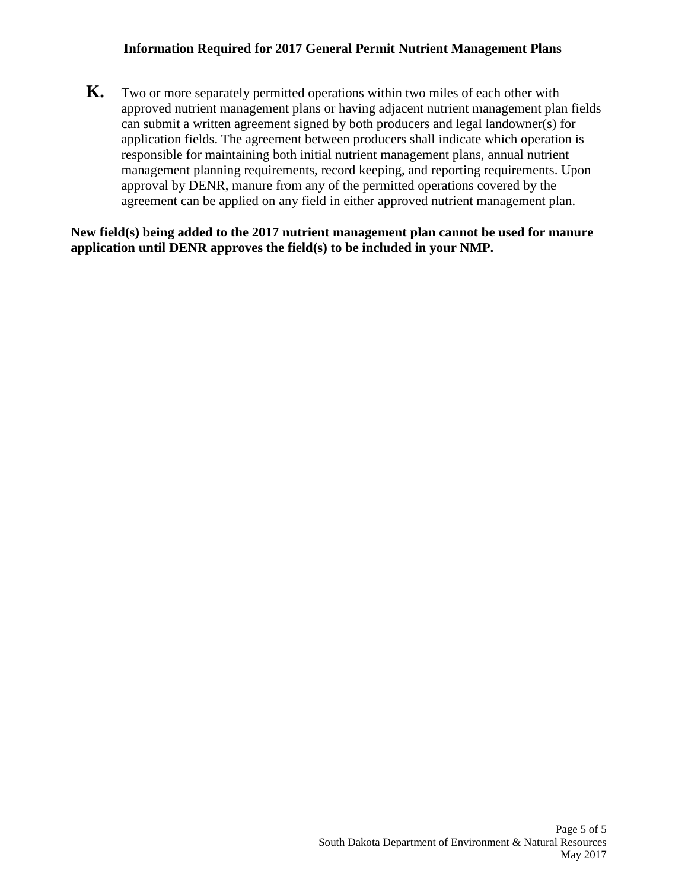**K.** Two or more separately permitted operations within two miles of each other with approved nutrient management plans or having adjacent nutrient management plan fields can submit a written agreement signed by both producers and legal landowner(s) for application fields. The agreement between producers shall indicate which operation is responsible for maintaining both initial nutrient management plans, annual nutrient management planning requirements, record keeping, and reporting requirements. Upon approval by DENR, manure from any of the permitted operations covered by the agreement can be applied on any field in either approved nutrient management plan.

**New field(s) being added to the 2017 nutrient management plan cannot be used for manure application until DENR approves the field(s) to be included in your NMP.**